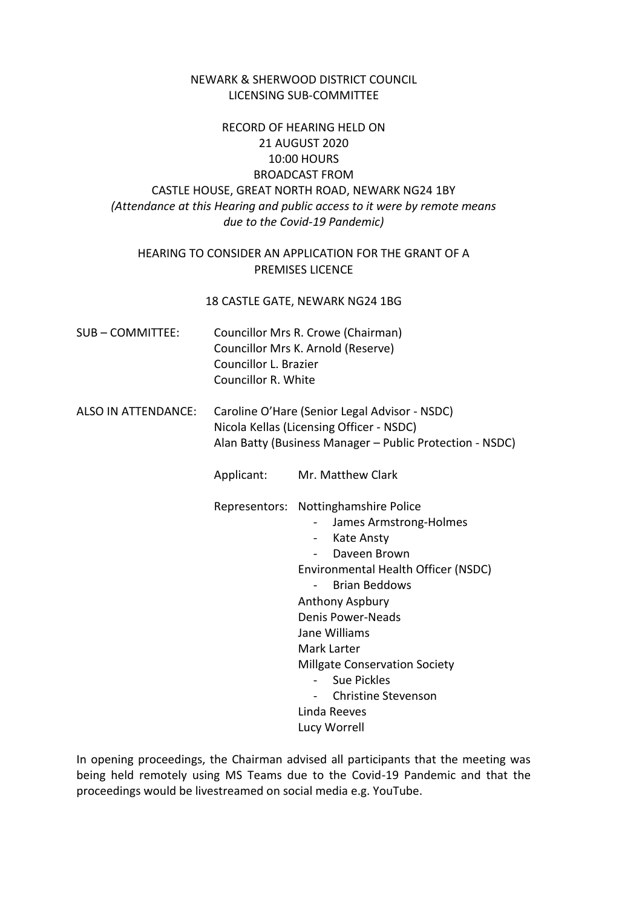NEWARK & SHERWOOD DISTRICT COUNCIL
LICENSING SUB-COMMITTEE

RECORD OF HEARING HELD ON
21 AUGUST 2020
10:00 HOURS
BROADCAST FROM
CASTLE HOUSE, GREAT NORTH ROAD, NEWARK NG24 1BY
*(Attendance at this Hearing and public access to it were by remote means due to the Covid-19 Pandemic)*

HEARING TO CONSIDER AN APPLICATION FOR THE GRANT OF A PREMISES LICENCE

18 CASTLE GATE, NEWARK NG24 1BG

SUB – COMMITTEE:
Councillor Mrs R. Crowe (Chairman)
Councillor Mrs K. Arnold (Reserve)
Councillor L. Brazier
Councillor R. White

ALSO IN ATTENDANCE:
Caroline O'Hare (Senior Legal Advisor - NSDC)
Nicola Kellas (Licensing Officer - NSDC)
Alan Batty (Business Manager – Public Protection - NSDC)

Applicant: Mr. Matthew Clark

Representors: Nottinghamshire Police
- James Armstrong-Holmes
- Kate Ansty
- Daveen Brown

Environmental Health Officer (NSDC)
- Brian Beddows

Anthony Aspbury
Denis Power-Neads
Jane Williams
Mark Larter
Millgate Conservation Society
- Sue Pickles
- Christine Stevenson

Linda Reeves
Lucy Worrell

In opening proceedings, the Chairman advised all participants that the meeting was being held remotely using MS Teams due to the Covid-19 Pandemic and that the proceedings would be livestreamed on social media e.g. YouTube.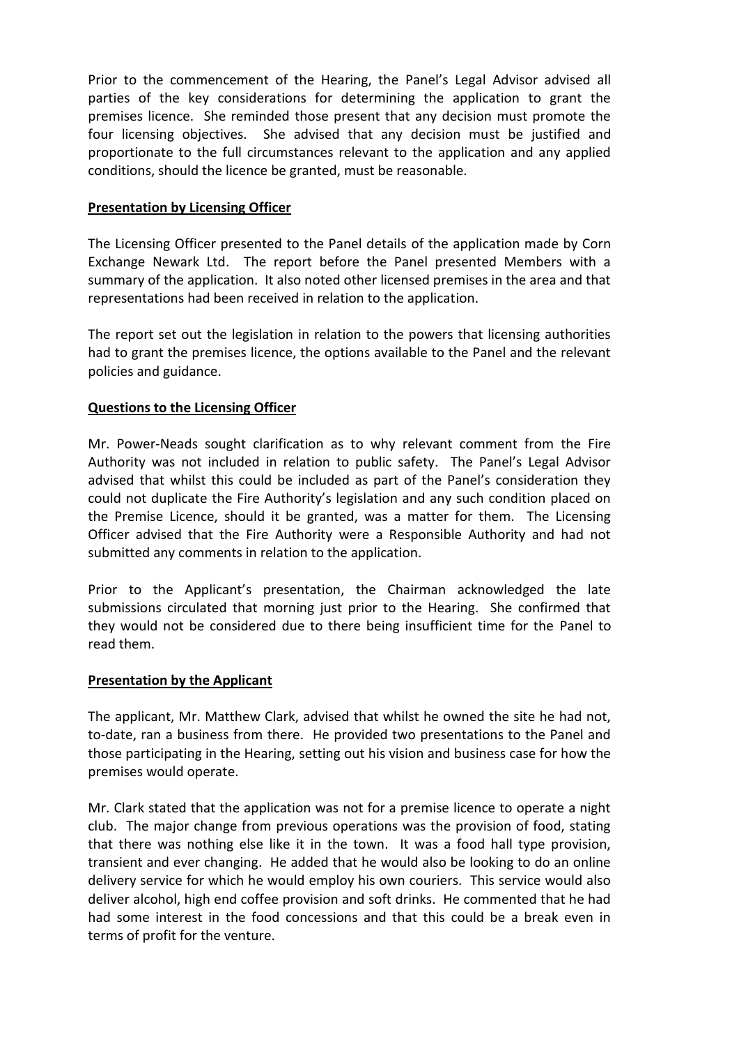Prior to the commencement of the Hearing, the Panel's Legal Advisor advised all parties of the key considerations for determining the application to grant the premises licence. She reminded those present that any decision must promote the four licensing objectives. She advised that any decision must be justified and proportionate to the full circumstances relevant to the application and any applied conditions, should the licence be granted, must be reasonable.

**Presentation by Licensing Officer**

The Licensing Officer presented to the Panel details of the application made by Corn Exchange Newark Ltd. The report before the Panel presented Members with a summary of the application. It also noted other licensed premises in the area and that representations had been received in relation to the application.

The report set out the legislation in relation to the powers that licensing authorities had to grant the premises licence, the options available to the Panel and the relevant policies and guidance.

**Questions to the Licensing Officer**

Mr. Power-Neads sought clarification as to why relevant comment from the Fire Authority was not included in relation to public safety. The Panel's Legal Advisor advised that whilst this could be included as part of the Panel's consideration they could not duplicate the Fire Authority's legislation and any such condition placed on the Premise Licence, should it be granted, was a matter for them. The Licensing Officer advised that the Fire Authority were a Responsible Authority and had not submitted any comments in relation to the application.

Prior to the Applicant's presentation, the Chairman acknowledged the late submissions circulated that morning just prior to the Hearing. She confirmed that they would not be considered due to there being insufficient time for the Panel to read them.

**Presentation by the Applicant**

The applicant, Mr. Matthew Clark, advised that whilst he owned the site he had not, to-date, ran a business from there. He provided two presentations to the Panel and those participating in the Hearing, setting out his vision and business case for how the premises would operate.

Mr. Clark stated that the application was not for a premise licence to operate a night club. The major change from previous operations was the provision of food, stating that there was nothing else like it in the town. It was a food hall type provision, transient and ever changing. He added that he would also be looking to do an online delivery service for which he would employ his own couriers. This service would also deliver alcohol, high end coffee provision and soft drinks. He commented that he had had some interest in the food concessions and that this could be a break even in terms of profit for the venture.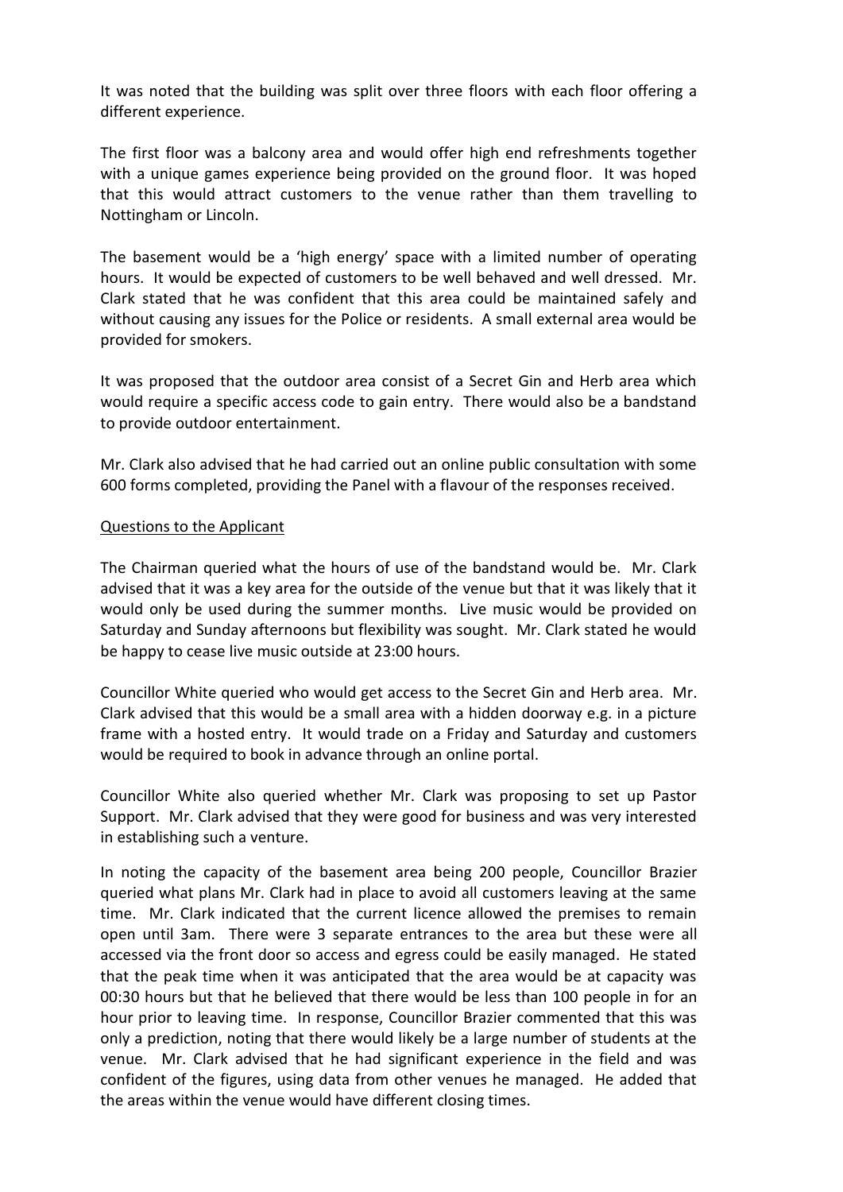It was noted that the building was split over three floors with each floor offering a different experience.

The first floor was a balcony area and would offer high end refreshments together with a unique games experience being provided on the ground floor. It was hoped that this would attract customers to the venue rather than them travelling to Nottingham or Lincoln.

The basement would be a 'high energy' space with a limited number of operating hours. It would be expected of customers to be well behaved and well dressed. Mr. Clark stated that he was confident that this area could be maintained safely and without causing any issues for the Police or residents. A small external area would be provided for smokers.

It was proposed that the outdoor area consist of a Secret Gin and Herb area which would require a specific access code to gain entry. There would also be a bandstand to provide outdoor entertainment.

Mr. Clark also advised that he had carried out an online public consultation with some 600 forms completed, providing the Panel with a flavour of the responses received.

<u>Questions to the Applicant</u>

The Chairman queried what the hours of use of the bandstand would be. Mr. Clark advised that it was a key area for the outside of the venue but that it was likely that it would only be used during the summer months. Live music would be provided on Saturday and Sunday afternoons but flexibility was sought. Mr. Clark stated he would be happy to cease live music outside at 23:00 hours.

Councillor White queried who would get access to the Secret Gin and Herb area. Mr. Clark advised that this would be a small area with a hidden doorway e.g. in a picture frame with a hosted entry. It would trade on a Friday and Saturday and customers would be required to book in advance through an online portal.

Councillor White also queried whether Mr. Clark was proposing to set up Pastor Support. Mr. Clark advised that they were good for business and was very interested in establishing such a venture.

In noting the capacity of the basement area being 200 people, Councillor Brazier queried what plans Mr. Clark had in place to avoid all customers leaving at the same time. Mr. Clark indicated that the current licence allowed the premises to remain open until 3am. There were 3 separate entrances to the area but these were all accessed via the front door so access and egress could be easily managed. He stated that the peak time when it was anticipated that the area would be at capacity was 00:30 hours but that he believed that there would be less than 100 people in for an hour prior to leaving time. In response, Councillor Brazier commented that this was only a prediction, noting that there would likely be a large number of students at the venue. Mr. Clark advised that he had significant experience in the field and was confident of the figures, using data from other venues he managed. He added that the areas within the venue would have different closing times.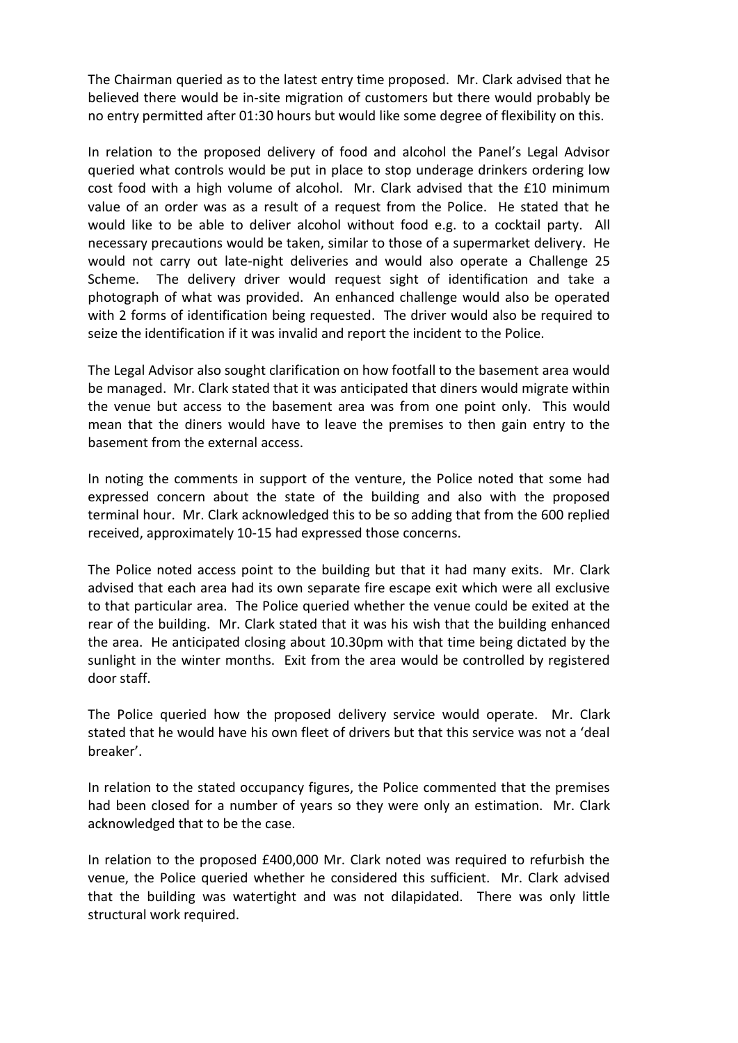The Chairman queried as to the latest entry time proposed. Mr. Clark advised that he believed there would be in-site migration of customers but there would probably be no entry permitted after 01:30 hours but would like some degree of flexibility on this.

In relation to the proposed delivery of food and alcohol the Panel's Legal Advisor queried what controls would be put in place to stop underage drinkers ordering low cost food with a high volume of alcohol. Mr. Clark advised that the £10 minimum value of an order was as a result of a request from the Police. He stated that he would like to be able to deliver alcohol without food e.g. to a cocktail party. All necessary precautions would be taken, similar to those of a supermarket delivery. He would not carry out late-night deliveries and would also operate a Challenge 25 Scheme. The delivery driver would request sight of identification and take a photograph of what was provided. An enhanced challenge would also be operated with 2 forms of identification being requested. The driver would also be required to seize the identification if it was invalid and report the incident to the Police.

The Legal Advisor also sought clarification on how footfall to the basement area would be managed. Mr. Clark stated that it was anticipated that diners would migrate within the venue but access to the basement area was from one point only. This would mean that the diners would have to leave the premises to then gain entry to the basement from the external access.

In noting the comments in support of the venture, the Police noted that some had expressed concern about the state of the building and also with the proposed terminal hour. Mr. Clark acknowledged this to be so adding that from the 600 replied received, approximately 10-15 had expressed those concerns.

The Police noted access point to the building but that it had many exits. Mr. Clark advised that each area had its own separate fire escape exit which were all exclusive to that particular area. The Police queried whether the venue could be exited at the rear of the building. Mr. Clark stated that it was his wish that the building enhanced the area. He anticipated closing about 10.30pm with that time being dictated by the sunlight in the winter months. Exit from the area would be controlled by registered door staff.

The Police queried how the proposed delivery service would operate. Mr. Clark stated that he would have his own fleet of drivers but that this service was not a 'deal breaker'.

In relation to the stated occupancy figures, the Police commented that the premises had been closed for a number of years so they were only an estimation. Mr. Clark acknowledged that to be the case.

In relation to the proposed £400,000 Mr. Clark noted was required to refurbish the venue, the Police queried whether he considered this sufficient. Mr. Clark advised that the building was watertight and was not dilapidated. There was only little structural work required.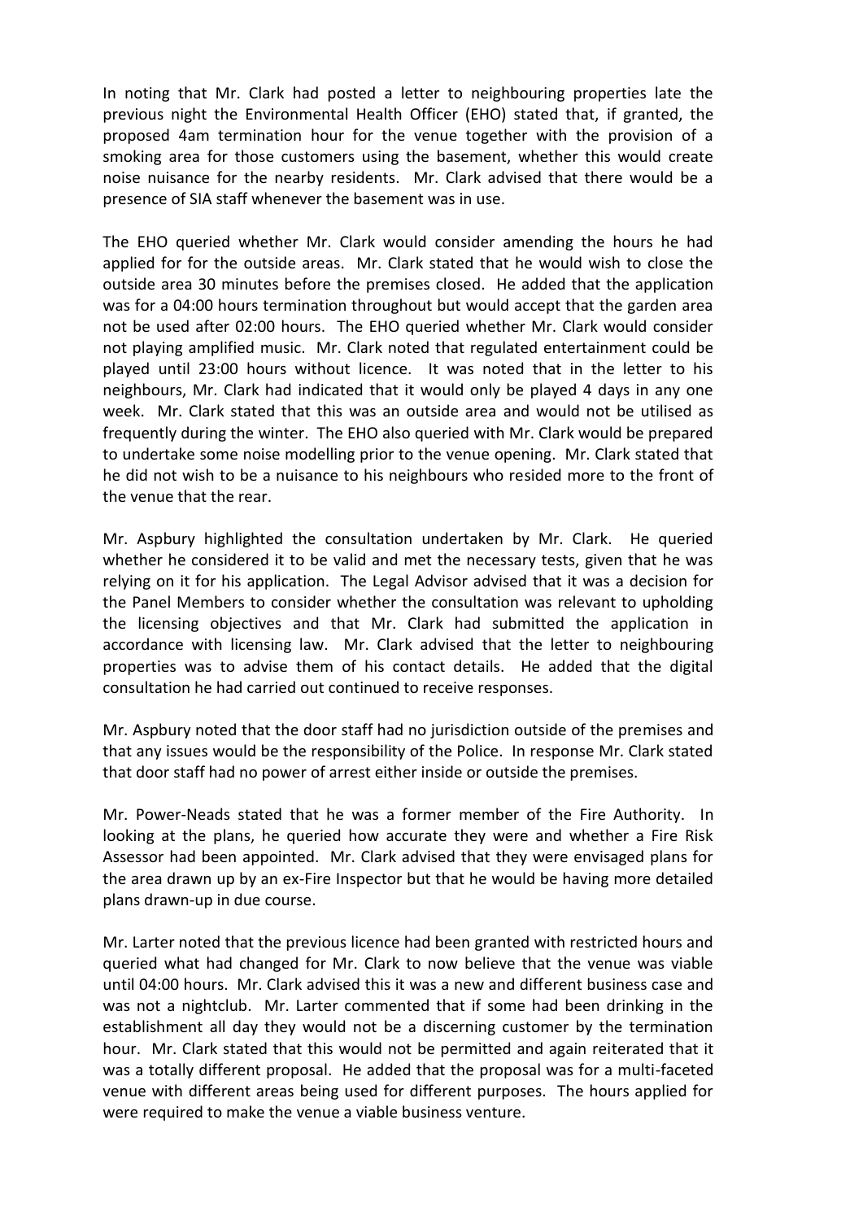In noting that Mr. Clark had posted a letter to neighbouring properties late the previous night the Environmental Health Officer (EHO) stated that, if granted, the proposed 4am termination hour for the venue together with the provision of a smoking area for those customers using the basement, whether this would create noise nuisance for the nearby residents. Mr. Clark advised that there would be a presence of SIA staff whenever the basement was in use.

The EHO queried whether Mr. Clark would consider amending the hours he had applied for for the outside areas. Mr. Clark stated that he would wish to close the outside area 30 minutes before the premises closed. He added that the application was for a 04:00 hours termination throughout but would accept that the garden area not be used after 02:00 hours. The EHO queried whether Mr. Clark would consider not playing amplified music. Mr. Clark noted that regulated entertainment could be played until 23:00 hours without licence. It was noted that in the letter to his neighbours, Mr. Clark had indicated that it would only be played 4 days in any one week. Mr. Clark stated that this was an outside area and would not be utilised as frequently during the winter. The EHO also queried with Mr. Clark would be prepared to undertake some noise modelling prior to the venue opening. Mr. Clark stated that he did not wish to be a nuisance to his neighbours who resided more to the front of the venue that the rear.

Mr. Aspbury highlighted the consultation undertaken by Mr. Clark. He queried whether he considered it to be valid and met the necessary tests, given that he was relying on it for his application. The Legal Advisor advised that it was a decision for the Panel Members to consider whether the consultation was relevant to upholding the licensing objectives and that Mr. Clark had submitted the application in accordance with licensing law. Mr. Clark advised that the letter to neighbouring properties was to advise them of his contact details. He added that the digital consultation he had carried out continued to receive responses.

Mr. Aspbury noted that the door staff had no jurisdiction outside of the premises and that any issues would be the responsibility of the Police. In response Mr. Clark stated that door staff had no power of arrest either inside or outside the premises.

Mr. Power-Neads stated that he was a former member of the Fire Authority. In looking at the plans, he queried how accurate they were and whether a Fire Risk Assessor had been appointed. Mr. Clark advised that they were envisaged plans for the area drawn up by an ex-Fire Inspector but that he would be having more detailed plans drawn-up in due course.

Mr. Larter noted that the previous licence had been granted with restricted hours and queried what had changed for Mr. Clark to now believe that the venue was viable until 04:00 hours. Mr. Clark advised this it was a new and different business case and was not a nightclub. Mr. Larter commented that if some had been drinking in the establishment all day they would not be a discerning customer by the termination hour. Mr. Clark stated that this would not be permitted and again reiterated that it was a totally different proposal. He added that the proposal was for a multi-faceted venue with different areas being used for different purposes. The hours applied for were required to make the venue a viable business venture.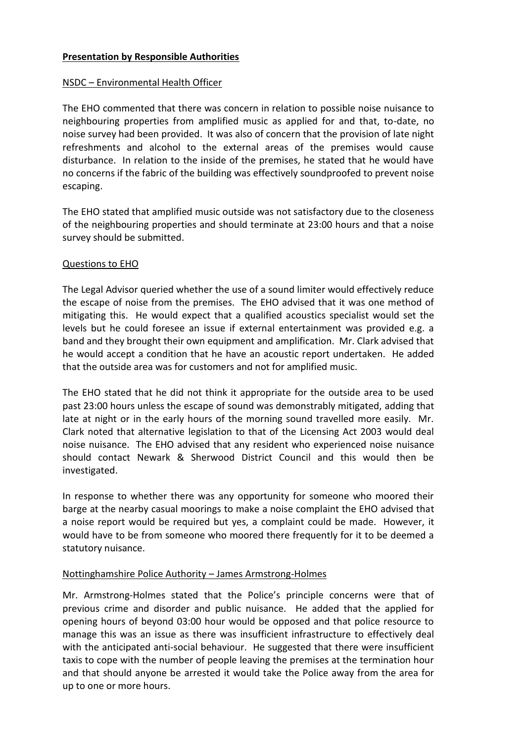**Presentation by Responsible Authorities**

NSDC – Environmental Health Officer

The EHO commented that there was concern in relation to possible noise nuisance to neighbouring properties from amplified music as applied for and that, to-date, no noise survey had been provided. It was also of concern that the provision of late night refreshments and alcohol to the external areas of the premises would cause disturbance. In relation to the inside of the premises, he stated that he would have no concerns if the fabric of the building was effectively soundproofed to prevent noise escaping.

The EHO stated that amplified music outside was not satisfactory due to the closeness of the neighbouring properties and should terminate at 23:00 hours and that a noise survey should be submitted.

Questions to EHO

The Legal Advisor queried whether the use of a sound limiter would effectively reduce the escape of noise from the premises. The EHO advised that it was one method of mitigating this. He would expect that a qualified acoustics specialist would set the levels but he could foresee an issue if external entertainment was provided e.g. a band and they brought their own equipment and amplification. Mr. Clark advised that he would accept a condition that he have an acoustic report undertaken. He added that the outside area was for customers and not for amplified music.

The EHO stated that he did not think it appropriate for the outside area to be used past 23:00 hours unless the escape of sound was demonstrably mitigated, adding that late at night or in the early hours of the morning sound travelled more easily. Mr. Clark noted that alternative legislation to that of the Licensing Act 2003 would deal noise nuisance. The EHO advised that any resident who experienced noise nuisance should contact Newark & Sherwood District Council and this would then be investigated.

In response to whether there was any opportunity for someone who moored their barge at the nearby casual moorings to make a noise complaint the EHO advised that a noise report would be required but yes, a complaint could be made. However, it would have to be from someone who moored there frequently for it to be deemed a statutory nuisance.

Nottinghamshire Police Authority – James Armstrong-Holmes

Mr. Armstrong-Holmes stated that the Police's principle concerns were that of previous crime and disorder and public nuisance. He added that the applied for opening hours of beyond 03:00 hour would be opposed and that police resource to manage this was an issue as there was insufficient infrastructure to effectively deal with the anticipated anti-social behaviour. He suggested that there were insufficient taxis to cope with the number of people leaving the premises at the termination hour and that should anyone be arrested it would take the Police away from the area for up to one or more hours.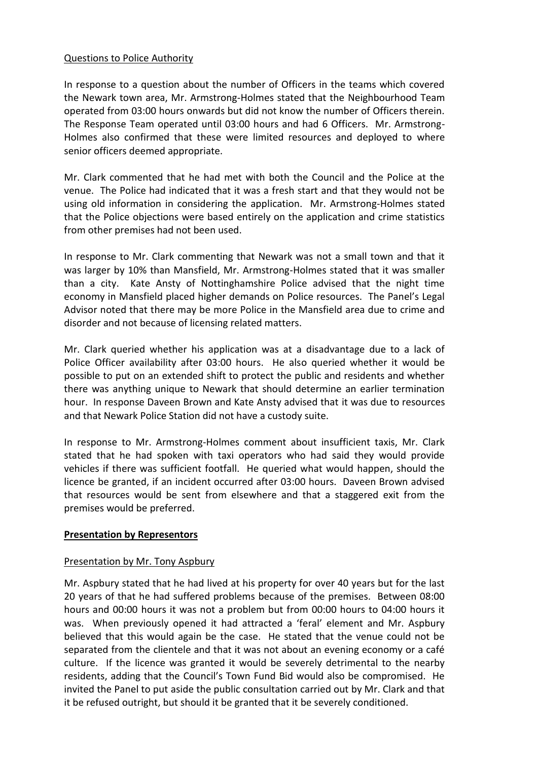Questions to Police Authority

In response to a question about the number of Officers in the teams which covered the Newark town area, Mr. Armstrong-Holmes stated that the Neighbourhood Team operated from 03:00 hours onwards but did not know the number of Officers therein. The Response Team operated until 03:00 hours and had 6 Officers. Mr. Armstrong-Holmes also confirmed that these were limited resources and deployed to where senior officers deemed appropriate.

Mr. Clark commented that he had met with both the Council and the Police at the venue. The Police had indicated that it was a fresh start and that they would not be using old information in considering the application. Mr. Armstrong-Holmes stated that the Police objections were based entirely on the application and crime statistics from other premises had not been used.

In response to Mr. Clark commenting that Newark was not a small town and that it was larger by 10% than Mansfield, Mr. Armstrong-Holmes stated that it was smaller than a city. Kate Ansty of Nottinghamshire Police advised that the night time economy in Mansfield placed higher demands on Police resources. The Panel's Legal Advisor noted that there may be more Police in the Mansfield area due to crime and disorder and not because of licensing related matters.

Mr. Clark queried whether his application was at a disadvantage due to a lack of Police Officer availability after 03:00 hours. He also queried whether it would be possible to put on an extended shift to protect the public and residents and whether there was anything unique to Newark that should determine an earlier termination hour. In response Daveen Brown and Kate Ansty advised that it was due to resources and that Newark Police Station did not have a custody suite.

In response to Mr. Armstrong-Holmes comment about insufficient taxis, Mr. Clark stated that he had spoken with taxi operators who had said they would provide vehicles if there was sufficient footfall. He queried what would happen, should the licence be granted, if an incident occurred after 03:00 hours. Daveen Brown advised that resources would be sent from elsewhere and that a staggered exit from the premises would be preferred.

**Presentation by Representors**

Presentation by Mr. Tony Aspbury

Mr. Aspbury stated that he had lived at his property for over 40 years but for the last 20 years of that he had suffered problems because of the premises. Between 08:00 hours and 00:00 hours it was not a problem but from 00:00 hours to 04:00 hours it was. When previously opened it had attracted a 'feral' element and Mr. Aspbury believed that this would again be the case. He stated that the venue could not be separated from the clientele and that it was not about an evening economy or a café culture. If the licence was granted it would be severely detrimental to the nearby residents, adding that the Council's Town Fund Bid would also be compromised. He invited the Panel to put aside the public consultation carried out by Mr. Clark and that it be refused outright, but should it be granted that it be severely conditioned.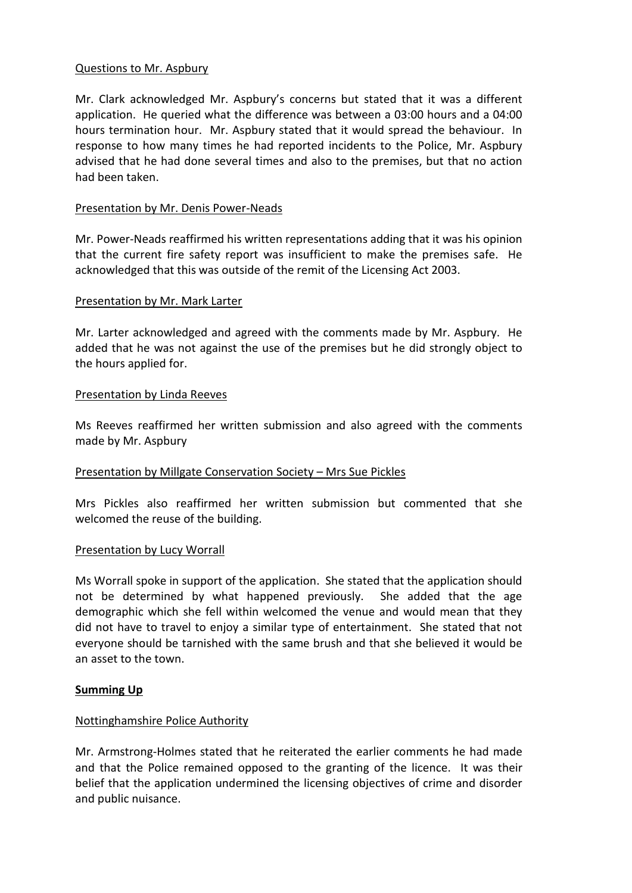Questions to Mr. Aspbury

Mr. Clark acknowledged Mr. Aspbury's concerns but stated that it was a different application. He queried what the difference was between a 03:00 hours and a 04:00 hours termination hour. Mr. Aspbury stated that it would spread the behaviour. In response to how many times he had reported incidents to the Police, Mr. Aspbury advised that he had done several times and also to the premises, but that no action had been taken.

Presentation by Mr. Denis Power-Neads

Mr. Power-Neads reaffirmed his written representations adding that it was his opinion that the current fire safety report was insufficient to make the premises safe. He acknowledged that this was outside of the remit of the Licensing Act 2003.

Presentation by Mr. Mark Larter

Mr. Larter acknowledged and agreed with the comments made by Mr. Aspbury. He added that he was not against the use of the premises but he did strongly object to the hours applied for.

Presentation by Linda Reeves

Ms Reeves reaffirmed her written submission and also agreed with the comments made by Mr. Aspbury

Presentation by Millgate Conservation Society – Mrs Sue Pickles

Mrs Pickles also reaffirmed her written submission but commented that she welcomed the reuse of the building.

Presentation by Lucy Worrall

Ms Worrall spoke in support of the application. She stated that the application should not be determined by what happened previously. She added that the age demographic which she fell within welcomed the venue and would mean that they did not have to travel to enjoy a similar type of entertainment. She stated that not everyone should be tarnished with the same brush and that she believed it would be an asset to the town.

**Summing Up**

Nottinghamshire Police Authority

Mr. Armstrong-Holmes stated that he reiterated the earlier comments he had made and that the Police remained opposed to the granting of the licence. It was their belief that the application undermined the licensing objectives of crime and disorder and public nuisance.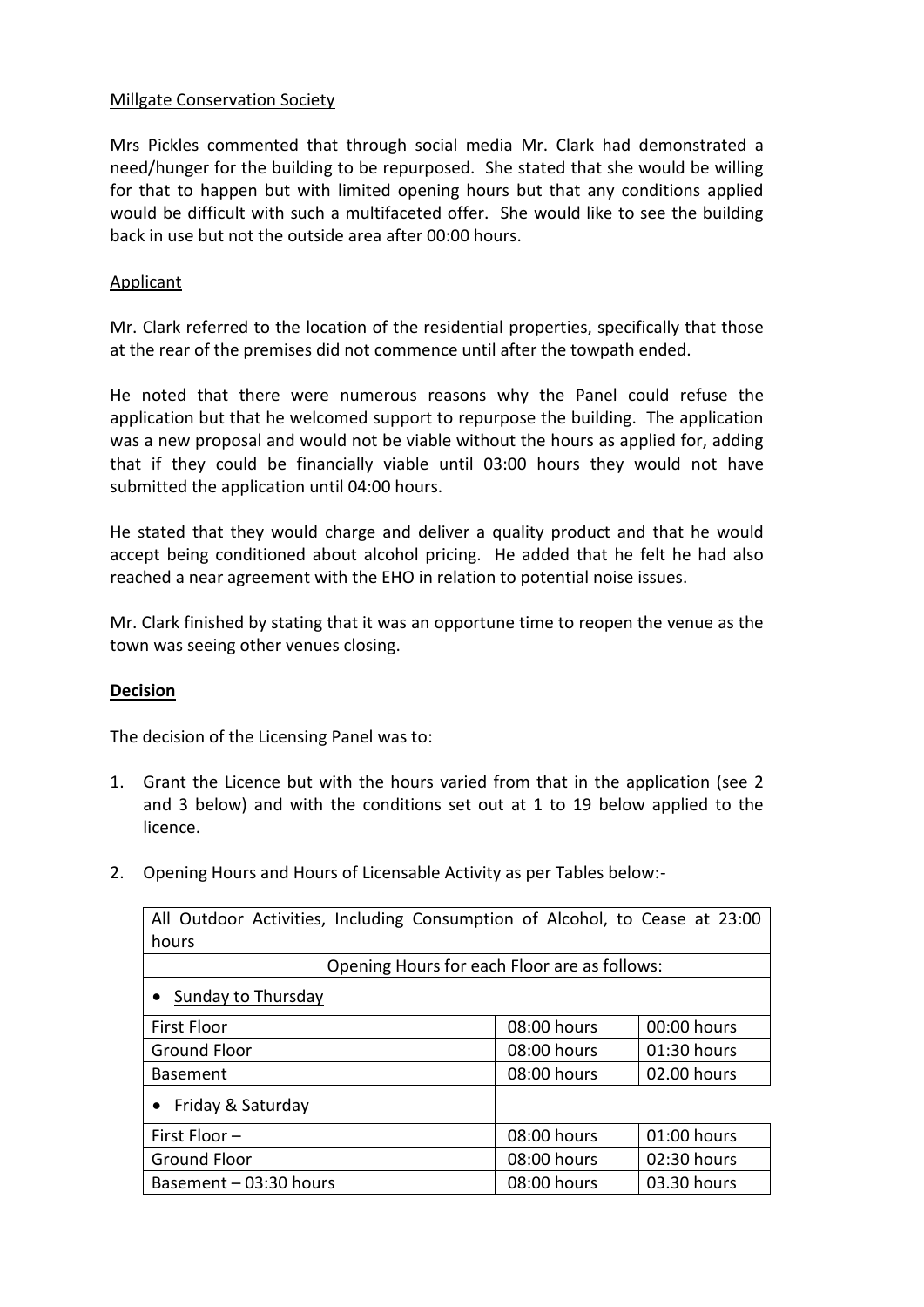Millgate Conservation Society

Mrs Pickles commented that through social media Mr. Clark had demonstrated a need/hunger for the building to be repurposed. She stated that she would be willing for that to happen but with limited opening hours but that any conditions applied would be difficult with such a multifaceted offer. She would like to see the building back in use but not the outside area after 00:00 hours.

Applicant

Mr. Clark referred to the location of the residential properties, specifically that those at the rear of the premises did not commence until after the towpath ended.

He noted that there were numerous reasons why the Panel could refuse the application but that he welcomed support to repurpose the building. The application was a new proposal and would not be viable without the hours as applied for, adding that if they could be financially viable until 03:00 hours they would not have submitted the application until 04:00 hours.

He stated that they would charge and deliver a quality product and that he would accept being conditioned about alcohol pricing. He added that he felt he had also reached a near agreement with the EHO in relation to potential noise issues.

Mr. Clark finished by stating that it was an opportune time to reopen the venue as the town was seeing other venues closing.

**Decision**

The decision of the Licensing Panel was to:

1. Grant the Licence but with the hours varied from that in the application (see 2 and 3 below) and with the conditions set out at 1 to 19 below applied to the licence.

2. Opening Hours and Hours of Licensable Activity as per Tables below:-

| | | |
|---|---|---|
| All Outdoor Activities, Including Consumption of Alcohol, to Cease at 23:00 hours | | |
| Opening Hours for each Floor are as follows: | | |
| • Sunday to Thursday | | |
| First Floor | 08:00 hours | 00:00 hours |
| Ground Floor | 08:00 hours | 01:30 hours |
| Basement | 08:00 hours | 02.00 hours |
| • Friday & Saturday | | |
| First Floor – | 08:00 hours | 01:00 hours |
| Ground Floor | 08:00 hours | 02:30 hours |
| Basement – 03:30 hours | 08:00 hours | 03.30 hours |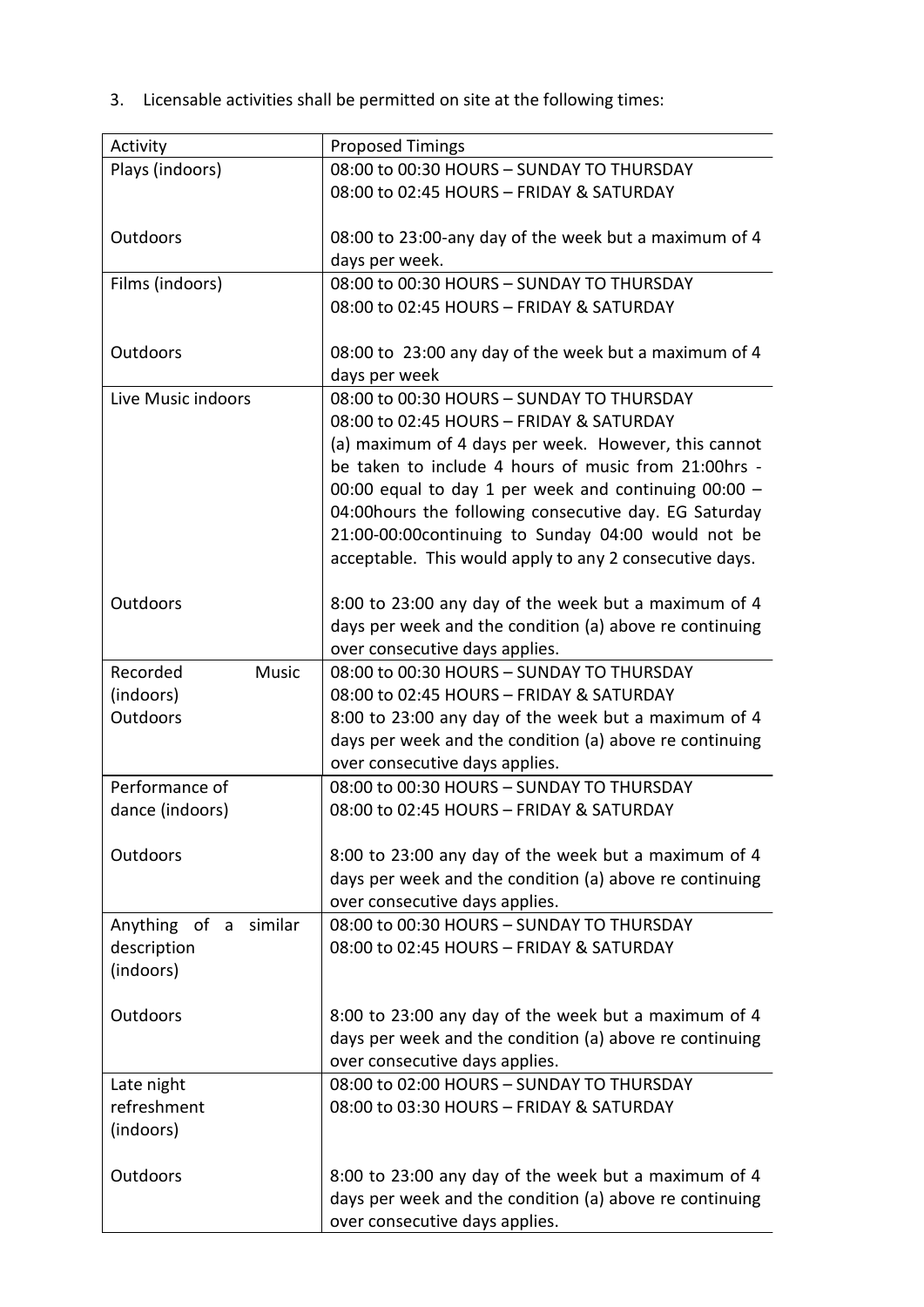3. Licensable activities shall be permitted on site at the following times:

| Activity | Proposed Timings |
| --- | --- |
| Plays (indoors)<br><br>Outdoors | 08:00 to 00:30 HOURS – SUNDAY TO THURSDAY<br>08:00 to 02:45 HOURS – FRIDAY & SATURDAY<br><br>08:00 to 23:00-any day of the week but a maximum of 4 days per week. |
| Films (indoors)<br><br>Outdoors | 08:00 to 00:30 HOURS – SUNDAY TO THURSDAY<br>08:00 to 02:45 HOURS – FRIDAY & SATURDAY<br><br>08:00 to 23:00 any day of the week but a maximum of 4 days per week |
| Live Music indoors<br><br>Outdoors | 08:00 to 00:30 HOURS – SUNDAY TO THURSDAY<br>08:00 to 02:45 HOURS – FRIDAY & SATURDAY<br>(a) maximum of 4 days per week. However, this cannot be taken to include 4 hours of music from 21:00hrs - 00:00 equal to day 1 per week and continuing 00:00 – 04:00hours the following consecutive day. EG Saturday 21:00-00:00continuing to Sunday 04:00 would not be acceptable. This would apply to any 2 consecutive days.<br><br>8:00 to 23:00 any day of the week but a maximum of 4 days per week and the condition (a) above re continuing over consecutive days applies. |
| Recorded Music (indoors)<br>Outdoors | 08:00 to 00:30 HOURS – SUNDAY TO THURSDAY<br>08:00 to 02:45 HOURS – FRIDAY & SATURDAY<br>8:00 to 23:00 any day of the week but a maximum of 4 days per week and the condition (a) above re continuing over consecutive days applies. |
| Performance of dance (indoors)<br><br>Outdoors | 08:00 to 00:30 HOURS – SUNDAY TO THURSDAY<br>08:00 to 02:45 HOURS – FRIDAY & SATURDAY<br><br>8:00 to 23:00 any day of the week but a maximum of 4 days per week and the condition (a) above re continuing over consecutive days applies. |
| Anything of a similar description (indoors)<br><br>Outdoors | 08:00 to 00:30 HOURS – SUNDAY TO THURSDAY<br>08:00 to 02:45 HOURS – FRIDAY & SATURDAY<br><br>8:00 to 23:00 any day of the week but a maximum of 4 days per week and the condition (a) above re continuing over consecutive days applies. |
| Late night refreshment (indoors)<br><br>Outdoors | 08:00 to 02:00 HOURS – SUNDAY TO THURSDAY<br>08:00 to 03:30 HOURS – FRIDAY & SATURDAY<br><br>8:00 to 23:00 any day of the week but a maximum of 4 days per week and the condition (a) above re continuing over consecutive days applies. |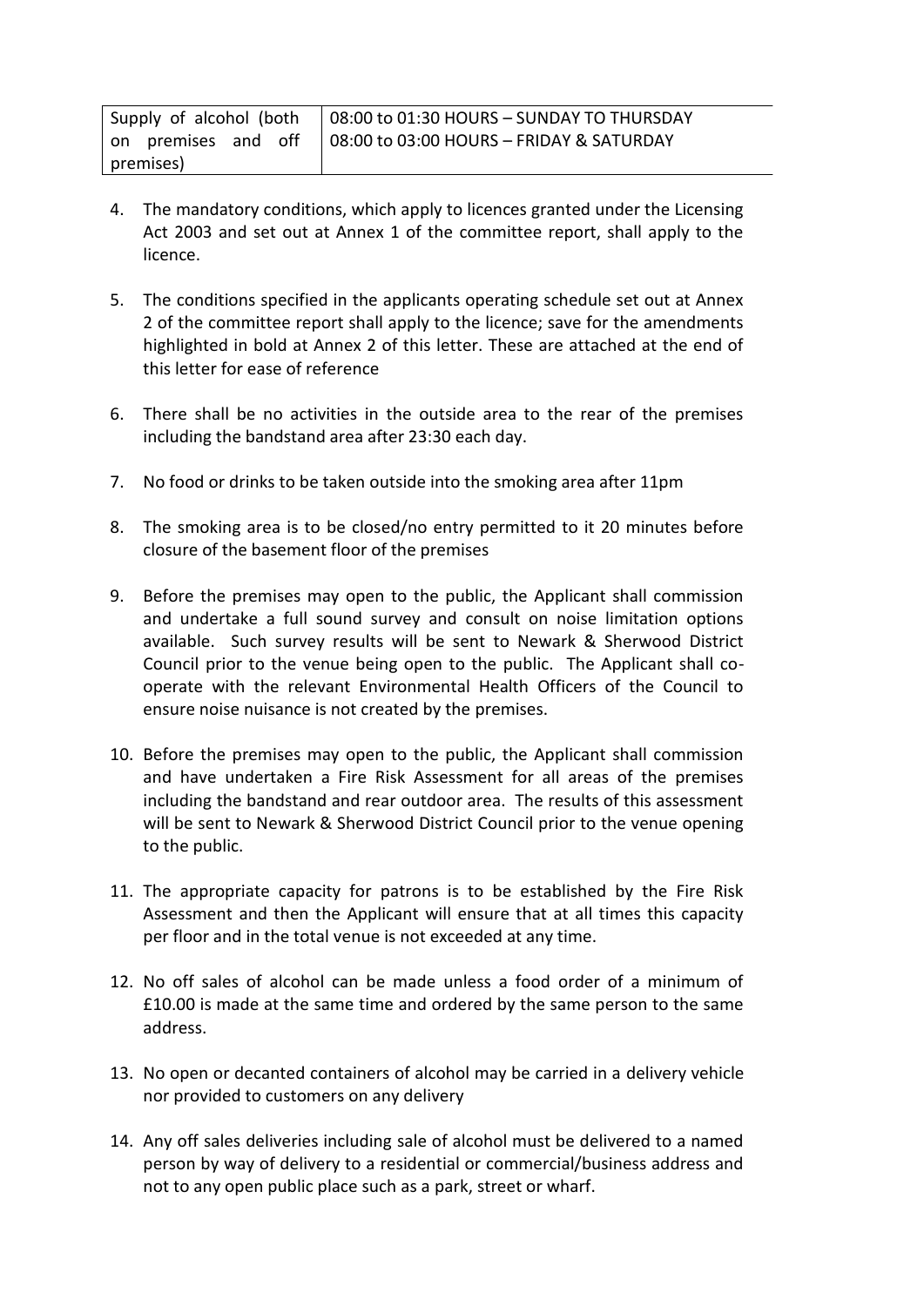| | |
|---|---|
| Supply of alcohol (both on premises and off premises) | 08:00 to 01:30 HOURS – SUNDAY TO THURSDAY<br>08:00 to 03:00 HOURS – FRIDAY & SATURDAY |

4. The mandatory conditions, which apply to licences granted under the Licensing Act 2003 and set out at Annex 1 of the committee report, shall apply to the licence.

5. The conditions specified in the applicants operating schedule set out at Annex 2 of the committee report shall apply to the licence; save for the amendments highlighted in bold at Annex 2 of this letter. These are attached at the end of this letter for ease of reference

6. There shall be no activities in the outside area to the rear of the premises including the bandstand area after 23:30 each day.

7. No food or drinks to be taken outside into the smoking area after 11pm

8. The smoking area is to be closed/no entry permitted to it 20 minutes before closure of the basement floor of the premises

9. Before the premises may open to the public, the Applicant shall commission and undertake a full sound survey and consult on noise limitation options available. Such survey results will be sent to Newark & Sherwood District Council prior to the venue being open to the public. The Applicant shall co-operate with the relevant Environmental Health Officers of the Council to ensure noise nuisance is not created by the premises.

10. Before the premises may open to the public, the Applicant shall commission and have undertaken a Fire Risk Assessment for all areas of the premises including the bandstand and rear outdoor area. The results of this assessment will be sent to Newark & Sherwood District Council prior to the venue opening to the public.

11. The appropriate capacity for patrons is to be established by the Fire Risk Assessment and then the Applicant will ensure that at all times this capacity per floor and in the total venue is not exceeded at any time.

12. No off sales of alcohol can be made unless a food order of a minimum of £10.00 is made at the same time and ordered by the same person to the same address.

13. No open or decanted containers of alcohol may be carried in a delivery vehicle nor provided to customers on any delivery

14. Any off sales deliveries including sale of alcohol must be delivered to a named person by way of delivery to a residential or commercial/business address and not to any open public place such as a park, street or wharf.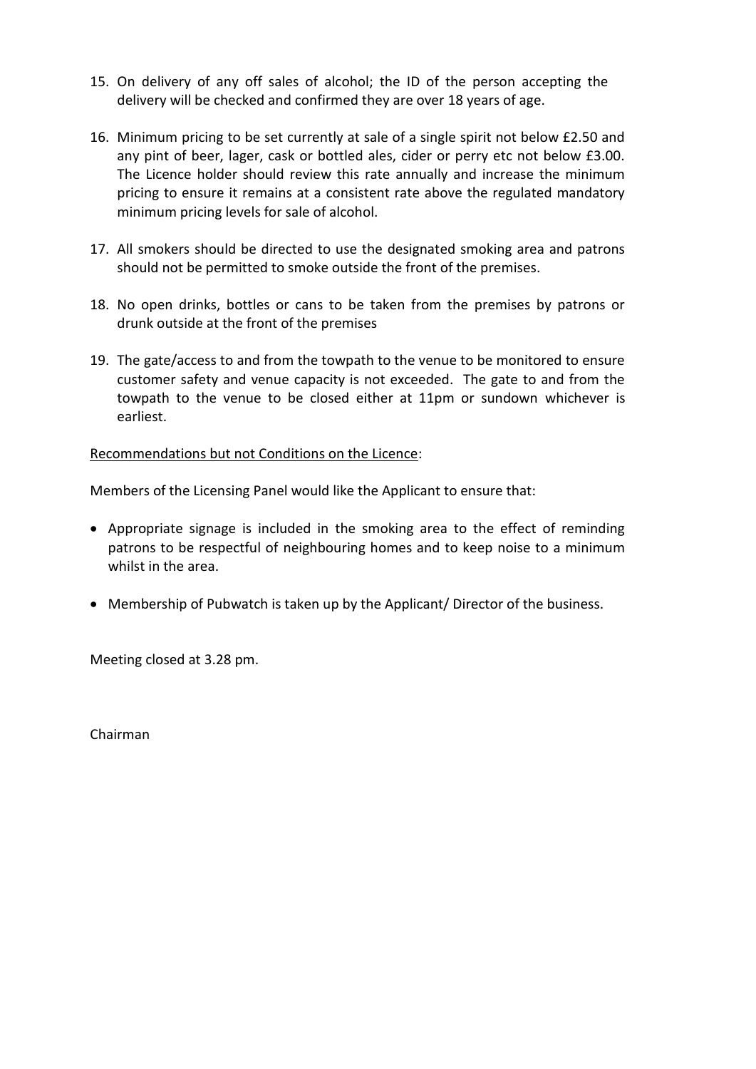15. On delivery of any off sales of alcohol; the ID of the person accepting the delivery will be checked and confirmed they are over 18 years of age.

16. Minimum pricing to be set currently at sale of a single spirit not below £2.50 and any pint of beer, lager, cask or bottled ales, cider or perry etc not below £3.00. The Licence holder should review this rate annually and increase the minimum pricing to ensure it remains at a consistent rate above the regulated mandatory minimum pricing levels for sale of alcohol.

17. All smokers should be directed to use the designated smoking area and patrons should not be permitted to smoke outside the front of the premises.

18. No open drinks, bottles or cans to be taken from the premises by patrons or drunk outside at the front of the premises

19. The gate/access to and from the towpath to the venue to be monitored to ensure customer safety and venue capacity is not exceeded. The gate to and from the towpath to the venue to be closed either at 11pm or sundown whichever is earliest.

<u>Recommendations but not Conditions on the Licence</u>:

Members of the Licensing Panel would like the Applicant to ensure that:

- Appropriate signage is included in the smoking area to the effect of reminding patrons to be respectful of neighbouring homes and to keep noise to a minimum whilst in the area.

- Membership of Pubwatch is taken up by the Applicant/ Director of the business.

Meeting closed at 3.28 pm.

Chairman